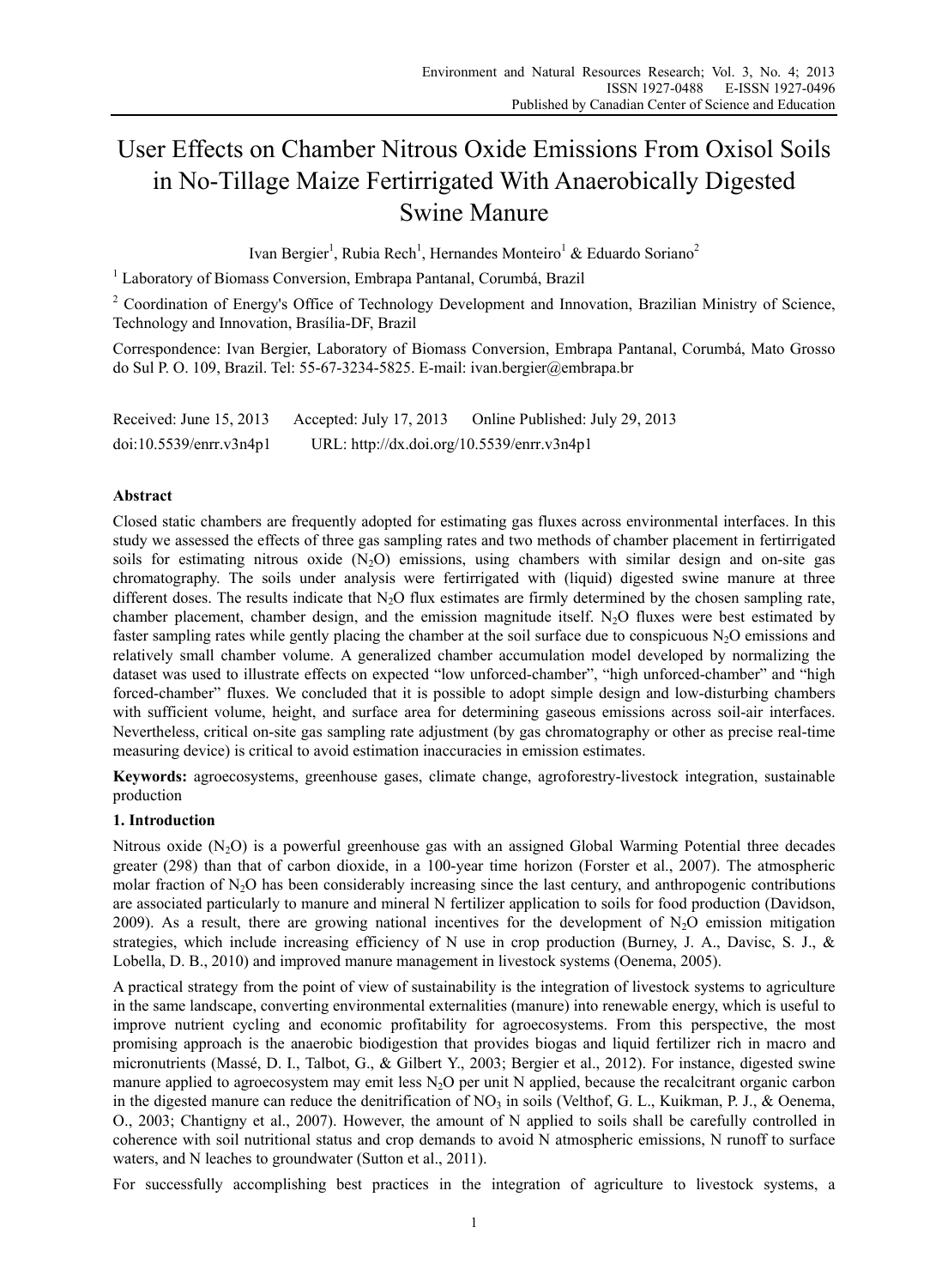# User Effects on Chamber Nitrous Oxide Emissions From Oxisol Soils in No-Tillage Maize Fertirrigated With Anaerobically Digested Swine Manure

Ivan Bergier[1], Rubia Rech[1], Hernandes Monteiro[1] & Eduardo Soriano[2]

[1] Laboratory of Biomass Conversion, Embrapa Pantanal, Corumbá, Brazil

[2] Coordination of Energy's Office of Technology Development and Innovation, Brazilian Ministry of Science, Technology and Innovation, Brasília-DF, Brazil

Correspondence: Ivan Bergier, Laboratory of Biomass Conversion, Embrapa Pantanal, Corumbá, Mato Grosso do Sul P. O. 109, Brazil. Tel: 55-67-3234-5825. E-mail: ivan.bergier@embrapa.br

Received: June 15, 2013 Accepted: July 17, 2013 Online Published: July 29, 2013

doi:10.5539/enrr.v3n4p1 URL: http://dx.doi.org/10.5539/enrr.v3n4p1

## Abstract

Closed static chambers are frequently adopted for estimating gas fluxes across environmental interfaces. In this study we assessed the effects of three gas sampling rates and two methods of chamber placement in fertirrigated soils for estimating nitrous oxide ($N_2O$) emissions, using chambers with similar design and on-site gas chromatography. The soils under analysis were fertirrigated with (liquid) digested swine manure at three different doses. The results indicate that $N_2O$ flux estimates are firmly determined by the chosen sampling rate, chamber placement, chamber design, and the emission magnitude itself. $N_2O$ fluxes were best estimated by faster sampling rates while gently placing the chamber at the soil surface due to conspicuous $N_2O$ emissions and relatively small chamber volume. A generalized chamber accumulation model developed by normalizing the dataset was used to illustrate effects on expected "low unforced-chamber", "high unforced-chamber" and "high forced-chamber" fluxes. We concluded that it is possible to adopt simple design and low-disturbing chambers with sufficient volume, height, and surface area for determining gaseous emissions across soil-air interfaces. Nevertheless, critical on-site gas sampling rate adjustment (by gas chromatography or other as precise real-time measuring device) is critical to avoid estimation inaccuracies in emission estimates.

**Keywords:** agroecosystems, greenhouse gases, climate change, agroforestry-livestock integration, sustainable production

## 1. Introduction

Nitrous oxide ($N_2O$) is a powerful greenhouse gas with an assigned Global Warming Potential three decades greater (298) than that of carbon dioxide, in a 100-year time horizon (Forster et al., 2007). The atmospheric molar fraction of $N_2O$ has been considerably increasing since the last century, and anthropogenic contributions are associated particularly to manure and mineral N fertilizer application to soils for food production (Davidson, 2009). As a result, there are growing national incentives for the development of $N_2O$ emission mitigation strategies, which include increasing efficiency of N use in crop production (Burney, J. A., Davisc, S. J., & Lobella, D. B., 2010) and improved manure management in livestock systems (Oenema, 2005).

A practical strategy from the point of view of sustainability is the integration of livestock systems to agriculture in the same landscape, converting environmental externalities (manure) into renewable energy, which is useful to improve nutrient cycling and economic profitability for agroecosystems. From this perspective, the most promising approach is the anaerobic biodigestion that provides biogas and liquid fertilizer rich in macro and micronutrients (Massé, D. I., Talbot, G., & Gilbert Y., 2003; Bergier et al., 2012). For instance, digested swine manure applied to agroecosystem may emit less $N_2O$ per unit N applied, because the recalcitrant organic carbon in the digested manure can reduce the denitrification of $NO_3$ in soils (Velthof, G. L., Kuikman, P. J., & Oenema, O., 2003; Chantigny et al., 2007). However, the amount of N applied to soils shall be carefully controlled in coherence with soil nutritional status and crop demands to avoid N atmospheric emissions, N runoff to surface waters, and N leaches to groundwater (Sutton et al., 2011).

For successfully accomplishing best practices in the integration of agriculture to livestock systems, a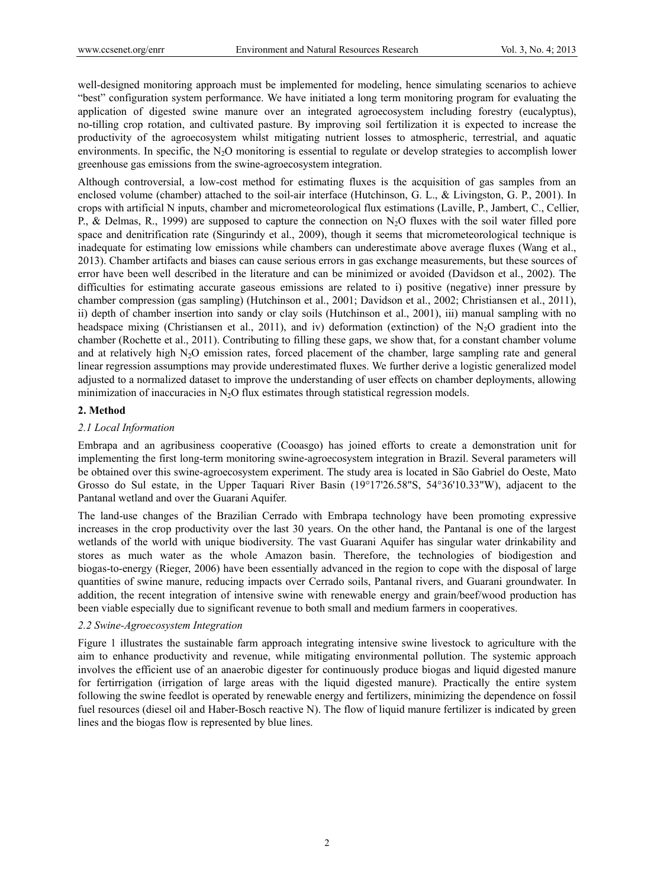well-designed monitoring approach must be implemented for modeling, hence simulating scenarios to achieve "best" configuration system performance. We have initiated a long term monitoring program for evaluating the application of digested swine manure over an integrated agroecosystem including forestry (eucalyptus), no-tilling crop rotation, and cultivated pasture. By improving soil fertilization it is expected to increase the productivity of the agroecosystem whilst mitigating nutrient losses to atmospheric, terrestrial, and aquatic environments. In specific, the $N_2O$ monitoring is essential to regulate or develop strategies to accomplish lower greenhouse gas emissions from the swine-agroecosystem integration.

Although controversial, a low-cost method for estimating fluxes is the acquisition of gas samples from an enclosed volume (chamber) attached to the soil-air interface (Hutchinson, G. L., & Livingston, G. P., 2001). In crops with artificial N inputs, chamber and micrometeorological flux estimations (Laville, P., Jambert, C., Cellier, P., & Delmas, R., 1999) are supposed to capture the connection on $N_2O$ fluxes with the soil water filled pore space and denitrification rate (Singurindy et al., 2009), though it seems that micrometeorological technique is inadequate for estimating low emissions while chambers can underestimate above average fluxes (Wang et al., 2013). Chamber artifacts and biases can cause serious errors in gas exchange measurements, but these sources of error have been well described in the literature and can be minimized or avoided (Davidson et al., 2002). The difficulties for estimating accurate gaseous emissions are related to i) positive (negative) inner pressure by chamber compression (gas sampling) (Hutchinson et al., 2001; Davidson et al., 2002; Christiansen et al., 2011), ii) depth of chamber insertion into sandy or clay soils (Hutchinson et al., 2001), iii) manual sampling with no headspace mixing (Christiansen et al., 2011), and iv) deformation (extinction) of the $N_2O$ gradient into the chamber (Rochette et al., 2011). Contributing to filling these gaps, we show that, for a constant chamber volume and at relatively high $N_2O$ emission rates, forced placement of the chamber, large sampling rate and general linear regression assumptions may provide underestimated fluxes. We further derive a logistic generalized model adjusted to a normalized dataset to improve the understanding of user effects on chamber deployments, allowing minimization of inaccuracies in $N_2O$ flux estimates through statistical regression models.

## 2. Method

### *2.1 Local Information*

Embrapa and an agribusiness cooperative (Cooasgo) has joined efforts to create a demonstration unit for implementing the first long-term monitoring swine-agroecosystem integration in Brazil. Several parameters will be obtained over this swine-agroecosystem experiment. The study area is located in São Gabriel do Oeste, Mato Grosso do Sul estate, in the Upper Taquari River Basin (19°17'26.58"S, 54°36'10.33"W), adjacent to the Pantanal wetland and over the Guarani Aquifer.

The land-use changes of the Brazilian Cerrado with Embrapa technology have been promoting expressive increases in the crop productivity over the last 30 years. On the other hand, the Pantanal is one of the largest wetlands of the world with unique biodiversity. The vast Guarani Aquifer has singular water drinkability and stores as much water as the whole Amazon basin. Therefore, the technologies of biodigestion and biogas-to-energy (Rieger, 2006) have been essentially advanced in the region to cope with the disposal of large quantities of swine manure, reducing impacts over Cerrado soils, Pantanal rivers, and Guarani groundwater. In addition, the recent integration of intensive swine with renewable energy and grain/beef/wood production has been viable especially due to significant revenue to both small and medium farmers in cooperatives.

### *2.2 Swine-Agroecosystem Integration*

Figure 1 illustrates the sustainable farm approach integrating intensive swine livestock to agriculture with the aim to enhance productivity and revenue, while mitigating environmental pollution. The systemic approach involves the efficient use of an anaerobic digester for continuously produce biogas and liquid digested manure for fertirrigation (irrigation of large areas with the liquid digested manure). Practically the entire system following the swine feedlot is operated by renewable energy and fertilizers, minimizing the dependence on fossil fuel resources (diesel oil and Haber-Bosch reactive N). The flow of liquid manure fertilizer is indicated by green lines and the biogas flow is represented by blue lines.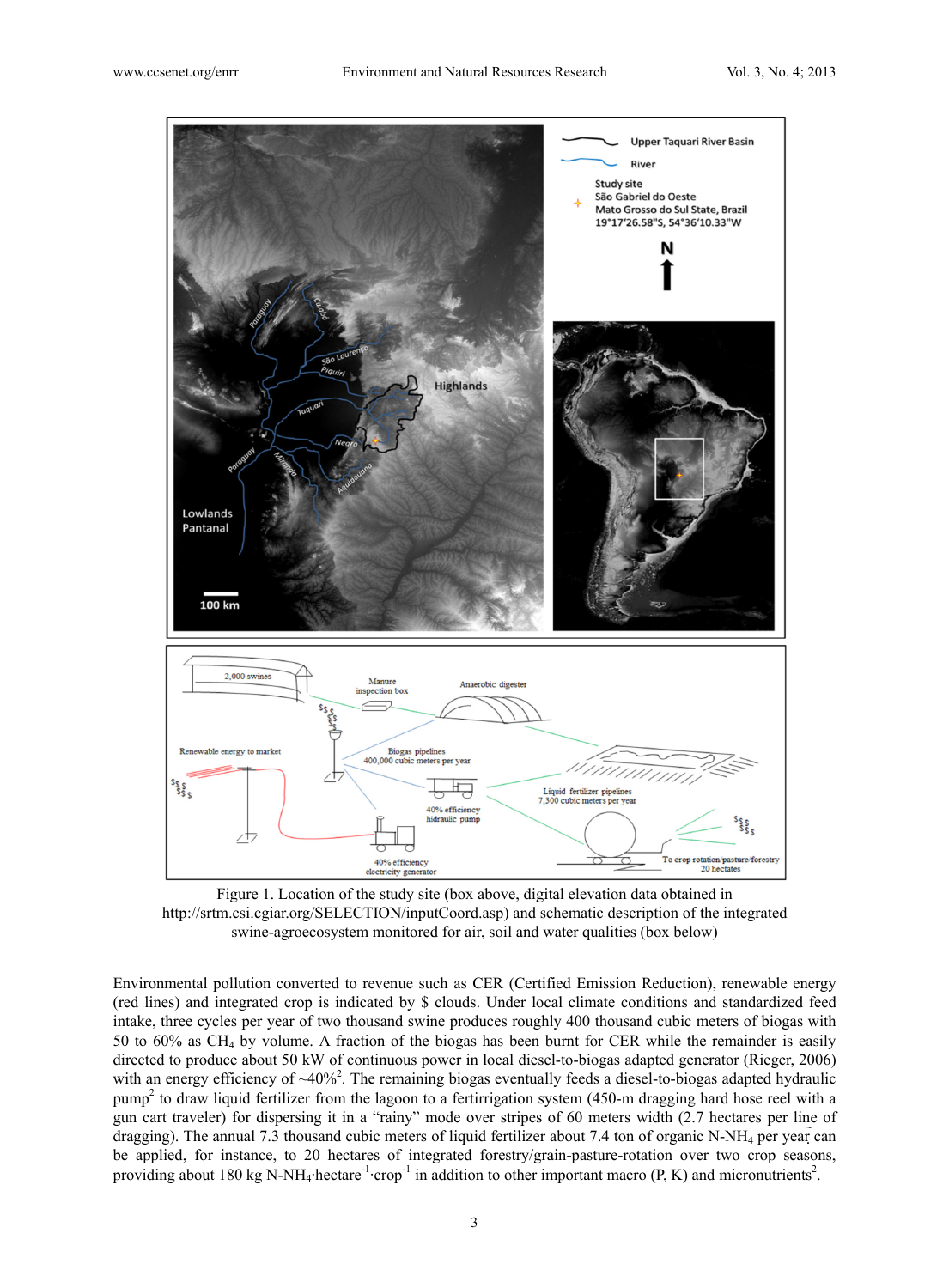Figure 1. Location of the study site (box above, digital elevation data obtained in http://srtm.csi.cgiar.org/SELECTION/inputCoord.asp) and schematic description of the integrated swine-agroecosystem monitored for air, soil and water qualities (box below)

Environmental pollution converted to revenue such as CER (Certified Emission Reduction), renewable energy (red lines) and integrated crop is indicated by $ clouds. Under local climate conditions and standardized feed intake, three cycles per year of two thousand swine produces roughly 400 thousand cubic meters of biogas with 50 to 60% as $CH_4$ by volume. A fraction of the biogas has been burnt for CER while the remainder is easily directed to produce about 50 kW of continuous power in local diesel-to-biogas adapted generator (Rieger, 2006) with an energy efficiency of ~40%[2]. The remaining biogas eventually feeds a diesel-to-biogas adapted hydraulic pump[2] to draw liquid fertilizer from the lagoon to a fertirrigation system (450-m dragging hard hose reel with a gun cart traveler) for dispersing it in a "rainy" mode over stripes of 60 meters width (2.7 hectares per line of dragging). The annual 7.3 thousand cubic meters of liquid fertilizer about 7.4 ton of organic N-$NH_4$ per year can be applied, for instance, to 20 hectares of integrated forestry/grain-pasture-rotation over two crop seasons, providing about 180 kg N-$NH_4$·hectare$^{-1}$·crop$^{-1}$ in addition to other important macro (P, K) and micronutrients[2].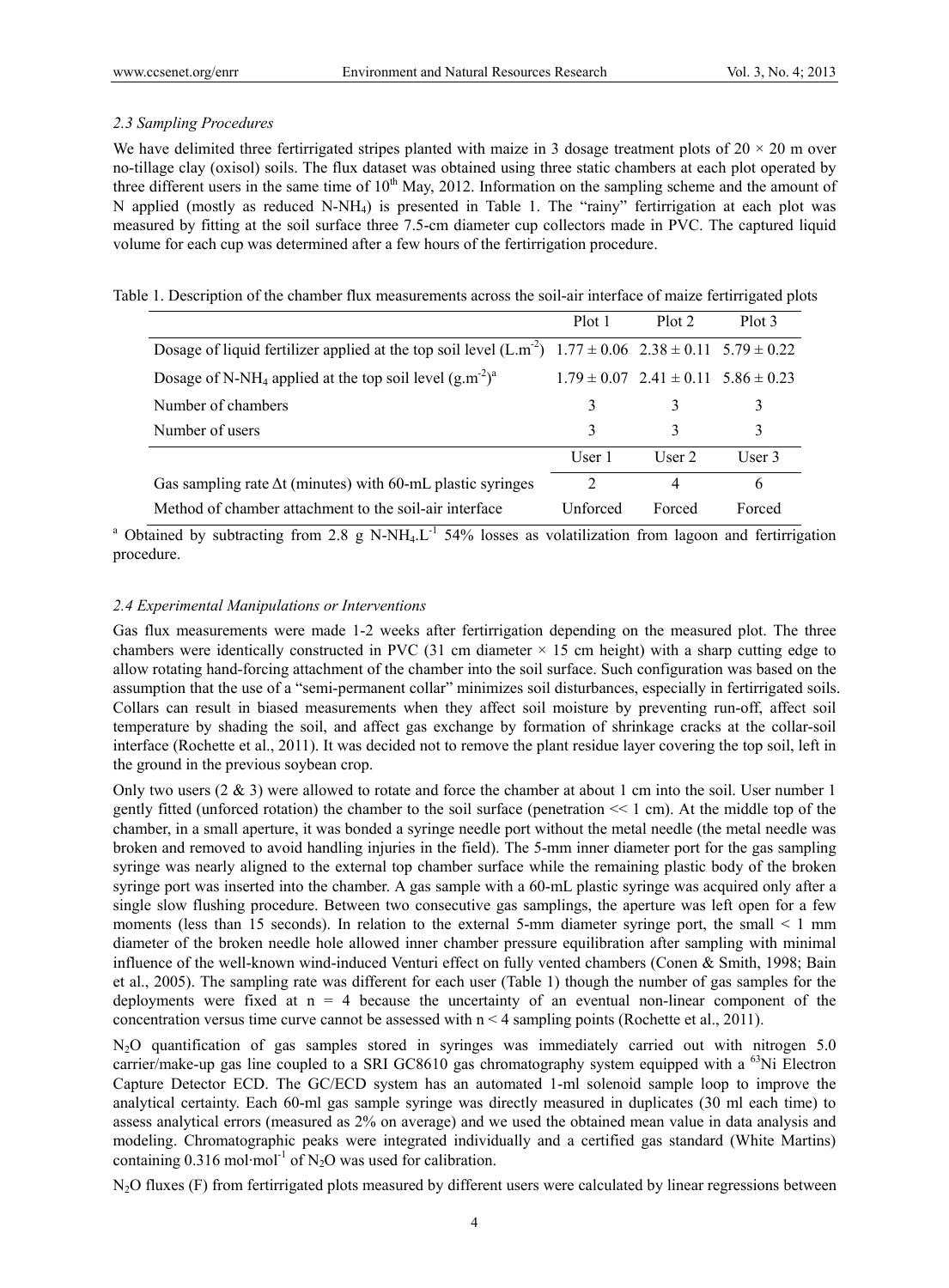### *2.3 Sampling Procedures*

We have delimited three fertirrigated stripes planted with maize in 3 dosage treatment plots of 20 × 20 m over no-tillage clay (oxisol) soils. The flux dataset was obtained using three static chambers at each plot operated by three different users in the same time of 10th May, 2012. Information on the sampling scheme and the amount of N applied (mostly as reduced N-$NH_4$) is presented in Table 1. The "rainy" fertirrigation at each plot was measured by fitting at the soil surface three 7.5-cm diameter cup collectors made in PVC. The captured liquid volume for each cup was determined after a few hours of the fertirrigation procedure.

Table 1. Description of the chamber flux measurements across the soil-air interface of maize fertirrigated plots

| | Plot 1 | Plot 2 | Plot 3 |
|---|---|---|---|
| Dosage of liquid fertilizer applied at the top soil level ($L.m^{-2}$) | 1.77 ± 0.06 | 2.38 ± 0.11 | 5.79 ± 0.22 |
| Dosage of N-$NH_4$ applied at the top soil level ($g.m^{-2}$)[a] | 1.79 ± 0.07 | 2.41 ± 0.11 | 5.86 ± 0.23 |
| Number of chambers | 3 | 3 | 3 |
| Number of users | 3 | 3 | 3 |
| | User 1 | User 2 | User 3 |
| Gas sampling rate Δt (minutes) with 60-mL plastic syringes | 2 | 4 | 6 |
| Method of chamber attachment to the soil-air interface | Unforced | Forced | Forced |

[a] Obtained by subtracting from 2.8 g N-$NH_4.L^{-1}$ 54% losses as volatilization from lagoon and fertirrigation procedure.

### *2.4 Experimental Manipulations or Interventions*

Gas flux measurements were made 1-2 weeks after fertirrigation depending on the measured plot. The three chambers were identically constructed in PVC (31 cm diameter × 15 cm height) with a sharp cutting edge to allow rotating hand-forcing attachment of the chamber into the soil surface. Such configuration was based on the assumption that the use of a "semi-permanent collar" minimizes soil disturbances, especially in fertirrigated soils. Collars can result in biased measurements when they affect soil moisture by preventing run-off, affect soil temperature by shading the soil, and affect gas exchange by formation of shrinkage cracks at the collar-soil interface (Rochette et al., 2011). It was decided not to remove the plant residue layer covering the top soil, left in the ground in the previous soybean crop.

Only two users (2 & 3) were allowed to rotate and force the chamber at about 1 cm into the soil. User number 1 gently fitted (unforced rotation) the chamber to the soil surface (penetration << 1 cm). At the middle top of the chamber, in a small aperture, it was bonded a syringe needle port without the metal needle (the metal needle was broken and removed to avoid handling injuries in the field). The 5-mm inner diameter port for the gas sampling syringe was nearly aligned to the external top chamber surface while the remaining plastic body of the broken syringe port was inserted into the chamber. A gas sample with a 60-mL plastic syringe was acquired only after a single slow flushing procedure. Between two consecutive gas samplings, the aperture was left open for a few moments (less than 15 seconds). In relation to the external 5-mm diameter syringe port, the small < 1 mm diameter of the broken needle hole allowed inner chamber pressure equilibration after sampling with minimal influence of the well-known wind-induced Venturi effect on fully vented chambers (Conen & Smith, 1998; Bain et al., 2005). The sampling rate was different for each user (Table 1) though the number of gas samples for the deployments were fixed at $n = 4$ because the uncertainty of an eventual non-linear component of the concentration versus time curve cannot be assessed with $n < 4$ sampling points (Rochette et al., 2011).

$N_2O$ quantification of gas samples stored in syringes was immediately carried out with nitrogen 5.0 carrier/make-up gas line coupled to a SRI GC8610 gas chromatography system equipped with a $^{63}$Ni Electron Capture Detector ECD. The GC/ECD system has an automated 1-ml solenoid sample loop to improve the analytical certainty. Each 60-ml gas sample syringe was directly measured in duplicates (30 ml each time) to assess analytical errors (measured as 2% on average) and we used the obtained mean value in data analysis and modeling. Chromatographic peaks were integrated individually and a certified gas standard (White Martins) containing $0.316\ mol{\cdot}mol^{-1}$ of $N_2O$ was used for calibration.

$N_2O$ fluxes (F) from fertirrigated plots measured by different users were calculated by linear regressions between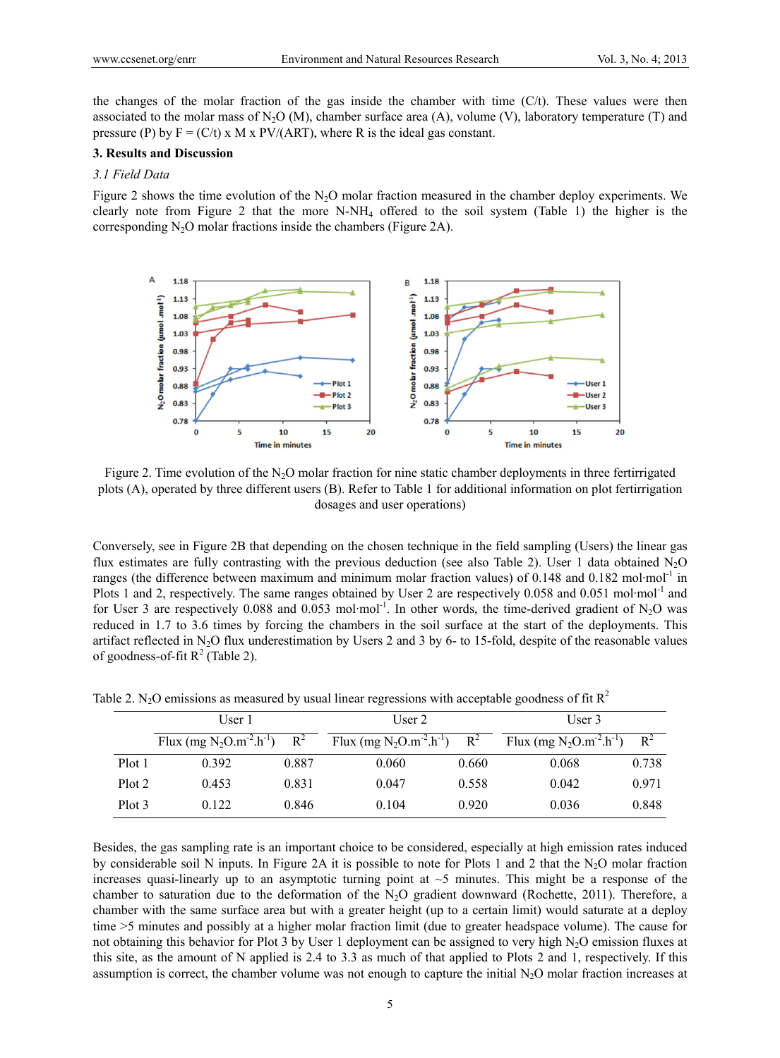the changes of the molar fraction of the gas inside the chamber with time (C/t). These values were then associated to the molar mass of $N_2O$ (M), chamber surface area (A), volume (V), laboratory temperature (T) and pressure (P) by F = (C/t) x M x PV/(ART), where R is the ideal gas constant.

## 3. Results and Discussion

### *3.1 Field Data*

Figure 2 shows the time evolution of the $N_2O$ molar fraction measured in the chamber deploy experiments. We clearly note from Figure 2 that the more N-$NH_4$ offered to the soil system (Table 1) the higher is the corresponding $N_2O$ molar fractions inside the chambers (Figure 2A).

Figure 2. Time evolution of the $N_2O$ molar fraction for nine static chamber deployments in three fertirrigated plots (A), operated by three different users (B). Refer to Table 1 for additional information on plot fertirrigation dosages and user operations)

Conversely, see in Figure 2B that depending on the chosen technique in the field sampling (Users) the linear gas flux estimates are fully contrasting with the previous deduction (see also Table 2). User 1 data obtained $N_2O$ ranges (the difference between maximum and minimum molar fraction values) of 0.148 and 0.182 mol·mol$^{-1}$ in Plots 1 and 2, respectively. The same ranges obtained by User 2 are respectively 0.058 and 0.051 mol·mol$^{-1}$ and for User 3 are respectively 0.088 and 0.053 mol·mol$^{-1}$. In other words, the time-derived gradient of $N_2O$ was reduced in 1.7 to 3.6 times by forcing the chambers in the soil surface at the start of the deployments. This artifact reflected in $N_2O$ flux underestimation by Users 2 and 3 by 6- to 15-fold, despite of the reasonable values of goodness-of-fit $R^2$ (Table 2).

Table 2. $N_2O$ emissions as measured by usual linear regressions with acceptable goodness of fit $R^2$

| | User 1 | | User 2 | | User 3 | |
|---|---|---|---|---|---|---|
| | Flux (mg $N_2O.m^{-2}.h^{-1}$) | $R^2$ | Flux (mg $N_2O.m^{-2}.h^{-1}$) | $R^2$ | Flux (mg $N_2O.m^{-2}.h^{-1}$) | $R^2$ |
| Plot 1 | 0.392 | 0.887 | 0.060 | 0.660 | 0.068 | 0.738 |
| Plot 2 | 0.453 | 0.831 | 0.047 | 0.558 | 0.042 | 0.971 |
| Plot 3 | 0.122 | 0.846 | 0.104 | 0.920 | 0.036 | 0.848 |

Besides, the gas sampling rate is an important choice to be considered, especially at high emission rates induced by considerable soil N inputs. In Figure 2A it is possible to note for Plots 1 and 2 that the $N_2O$ molar fraction increases quasi-linearly up to an asymptotic turning point at ~5 minutes. This might be a response of the chamber to saturation due to the deformation of the $N_2O$ gradient downward (Rochette, 2011). Therefore, a chamber with the same surface area but with a greater height (up to a certain limit) would saturate at a deploy time >5 minutes and possibly at a higher molar fraction limit (due to greater headspace volume). The cause for not obtaining this behavior for Plot 3 by User 1 deployment can be assigned to very high $N_2O$ emission fluxes at this site, as the amount of N applied is 2.4 to 3.3 as much of that applied to Plots 2 and 1, respectively. If this assumption is correct, the chamber volume was not enough to capture the initial $N_2O$ molar fraction increases at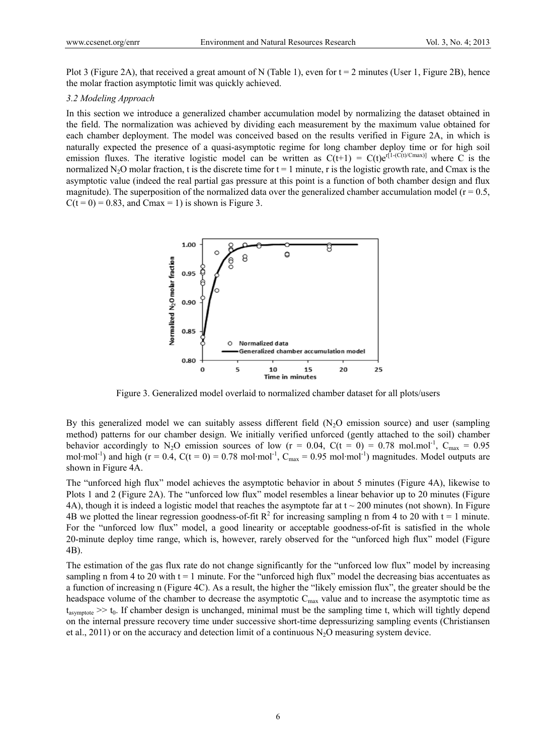Plot 3 (Figure 2A), that received a great amount of N (Table 1), even for t = 2 minutes (User 1, Figure 2B), hence the molar fraction asymptotic limit was quickly achieved.

### 3.2 Modeling Approach

In this section we introduce a generalized chamber accumulation model by normalizing the dataset obtained in the field. The normalization was achieved by dividing each measurement by the maximum value obtained for each chamber deployment. The model was conceived based on the results verified in Figure 2A, in which is naturally expected the presence of a quasi-asymptotic regime for long chamber deploy time or for high soil emission fluxes. The iterative logistic model can be written as $C(t+1) = C(t)e^{r[1-(C(t)/Cmax)]}$ where C is the normalized $N_2O$ molar fraction, t is the discrete time for t = 1 minute, r is the logistic growth rate, and Cmax is the asymptotic value (indeed the real partial gas pressure at this point is a function of both chamber design and flux magnitude). The superposition of the normalized data over the generalized chamber accumulation model (r = 0.5, C(t = 0) = 0.83, and Cmax = 1) is shown is Figure 3.

Figure 3. Generalized model overlaid to normalized chamber dataset for all plots/users

By this generalized model we can suitably assess different field ($N_2O$ emission source) and user (sampling method) patterns for our chamber design. We initially verified unforced (gently attached to the soil) chamber behavior accordingly to $N_2O$ emission sources of low (r = 0.04, C(t = 0) = 0.78 mol.mol$^{-1}$, $C_{max}$ = 0.95 mol·mol$^{-1}$) and high (r = 0.4, C(t = 0) = 0.78 mol·mol$^{-1}$, $C_{max}$ = 0.95 mol·mol$^{-1}$) magnitudes. Model outputs are shown in Figure 4A.

The "unforced high flux" model achieves the asymptotic behavior in about 5 minutes (Figure 4A), likewise to Plots 1 and 2 (Figure 2A). The "unforced low flux" model resembles a linear behavior up to 20 minutes (Figure 4A), though it is indeed a logistic model that reaches the asymptote far at t ~ 200 minutes (not shown). In Figure 4B we plotted the linear regression goodness-of-fit $R^2$ for increasing sampling n from 4 to 20 with t = 1 minute. For the "unforced low flux" model, a good linearity or acceptable goodness-of-fit is satisfied in the whole 20-minute deploy time range, which is, however, rarely observed for the "unforced high flux" model (Figure 4B).

The estimation of the gas flux rate do not change significantly for the "unforced low flux" model by increasing sampling n from 4 to 20 with t = 1 minute. For the "unforced high flux" model the decreasing bias accentuates as a function of increasing n (Figure 4C). As a result, the higher the "likely emission flux", the greater should be the headspace volume of the chamber to decrease the asymptotic $C_{max}$ value and to increase the asymptotic time as $t_{asymptote} >> t_0$. If chamber design is unchanged, minimal must be the sampling time t, which will tightly depend on the internal pressure recovery time under successive short-time depressurizing sampling events (Christiansen et al., 2011) or on the accuracy and detection limit of a continuous $N_2O$ measuring system device.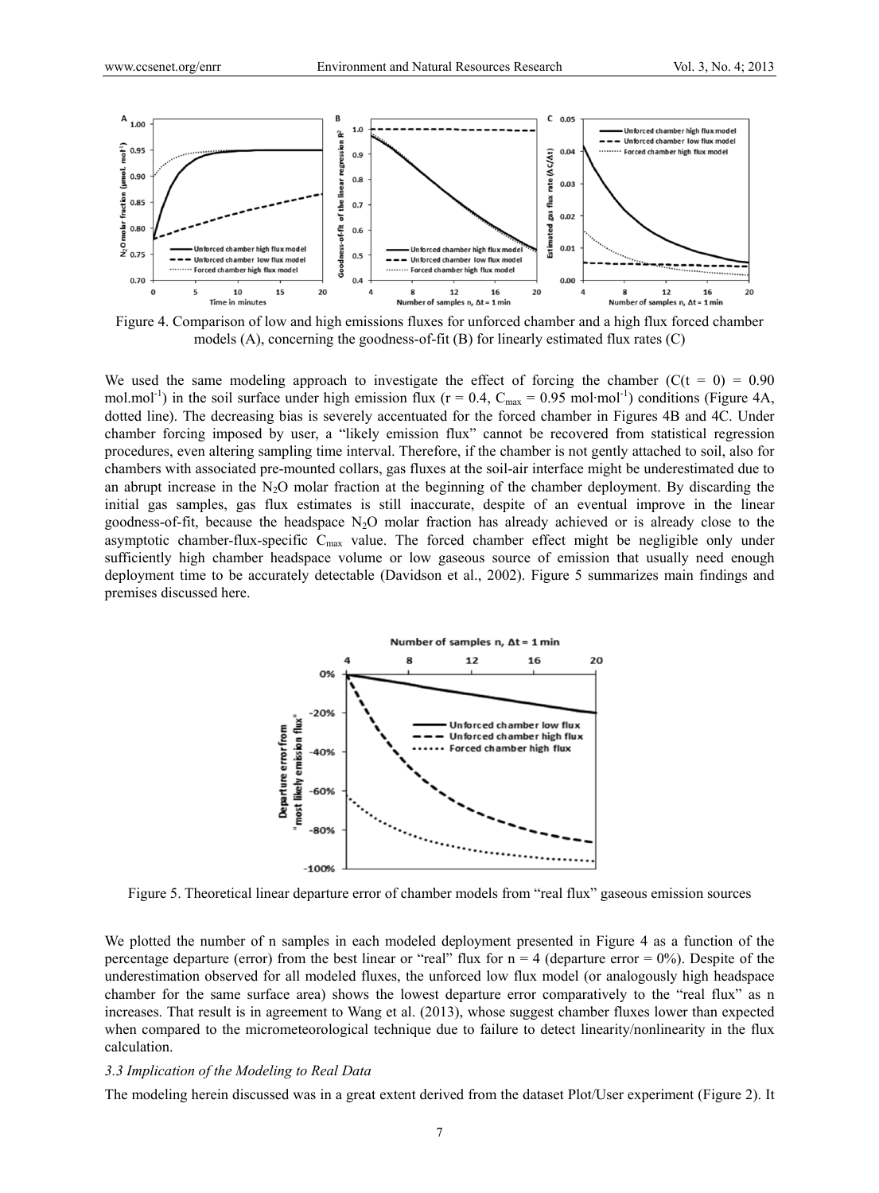Figure 4. Comparison of low and high emissions fluxes for unforced chamber and a high flux forced chamber models (A), concerning the goodness-of-fit (B) for linearly estimated flux rates (C)

We used the same modeling approach to investigate the effect of forcing the chamber ($C(t = 0) = 0.90$ mol.mol$^{-1}$) in the soil surface under high emission flux ($r = 0.4$, $C_{max} = 0.95$ mol·mol$^{-1}$) conditions (Figure 4A, dotted line). The decreasing bias is severely accentuated for the forced chamber in Figures 4B and 4C. Under chamber forcing imposed by user, a "likely emission flux" cannot be recovered from statistical regression procedures, even altering sampling time interval. Therefore, if the chamber is not gently attached to soil, also for chambers with associated pre-mounted collars, gas fluxes at the soil-air interface might be underestimated due to an abrupt increase in the $N_2O$ molar fraction at the beginning of the chamber deployment. By discarding the initial gas samples, gas flux estimates is still inaccurate, despite of an eventual improve in the linear goodness-of-fit, because the headspace $N_2O$ molar fraction has already achieved or is already close to the asymptotic chamber-flux-specific $C_{max}$ value. The forced chamber effect might be negligible only under sufficiently high chamber headspace volume or low gaseous source of emission that usually need enough deployment time to be accurately detectable (Davidson et al., 2002). Figure 5 summarizes main findings and premises discussed here.

Figure 5. Theoretical linear departure error of chamber models from "real flux" gaseous emission sources

We plotted the number of n samples in each modeled deployment presented in Figure 4 as a function of the percentage departure (error) from the best linear or "real" flux for $n = 4$ (departure error = 0%). Despite of the underestimation observed for all modeled fluxes, the unforced low flux model (or analogously high headspace chamber for the same surface area) shows the lowest departure error comparatively to the "real flux" as n increases. That result is in agreement to Wang et al. (2013), whose suggest chamber fluxes lower than expected when compared to the micrometeorological technique due to failure to detect linearity/nonlinearity in the flux calculation.

### 3.3 Implication of the Modeling to Real Data

The modeling herein discussed was in a great extent derived from the dataset Plot/User experiment (Figure 2). It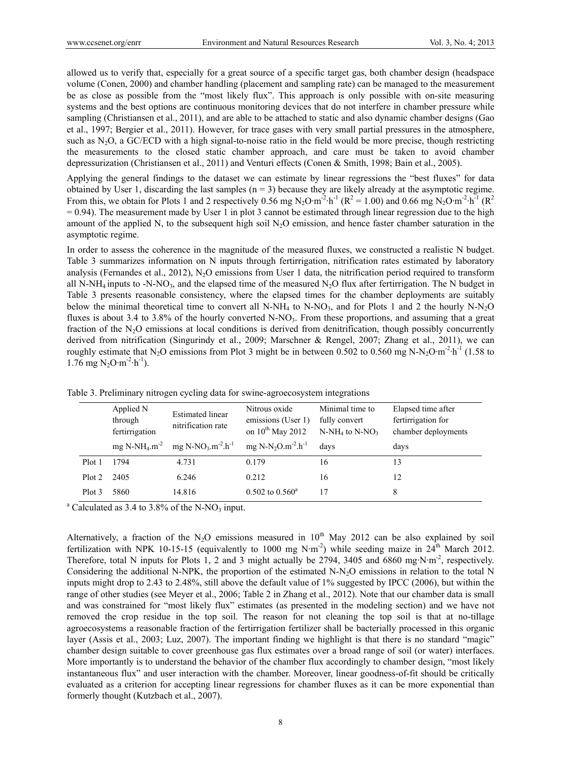allowed us to verify that, especially for a great source of a specific target gas, both chamber design (headspace volume (Conen, 2000) and chamber handling (placement and sampling rate) can be managed to the measurement be as close as possible from the "most likely flux". This approach is only possible with on-site measuring systems and the best options are continuous monitoring devices that do not interfere in chamber pressure while sampling (Christiansen et al., 2011), and are able to be attached to static and also dynamic chamber designs (Gao et al., 1997; Bergier et al., 2011). However, for trace gases with very small partial pressures in the atmosphere, such as $N_2O$, a GC/ECD with a high signal-to-noise ratio in the field would be more precise, though restricting the measurements to the closed static chamber approach, and care must be taken to avoid chamber depressurization (Christiansen et al., 2011) and Venturi effects (Conen & Smith, 1998; Bain et al., 2005).

Applying the general findings to the dataset we can estimate by linear regressions the "best fluxes" for data obtained by User 1, discarding the last samples ($n = 3$) because they are likely already at the asymptotic regime. From this, we obtain for Plots 1 and 2 respectively 0.56 mg $N_2O{\cdot}m^{-2}{\cdot}h^{-1}$ ($R^2 = 1.00$) and 0.66 mg $N_2O{\cdot}m^{-2}{\cdot}h^{-1}$ ($R^2 = 0.94$). The measurement made by User 1 in plot 3 cannot be estimated through linear regression due to the high amount of the applied N, to the subsequent high soil $N_2O$ emission, and hence faster chamber saturation in the asymptotic regime.

In order to assess the coherence in the magnitude of the measured fluxes, we constructed a realistic N budget. Table 3 summarizes information on N inputs through fertirrigation, nitrification rates estimated by laboratory analysis (Fernandes et al., 2012), $N_2O$ emissions from User 1 data, the nitrification period required to transform all $N\text{-}NH_4$ inputs to $\text{-}N\text{-}NO_3$, and the elapsed time of the measured $N_2O$ flux after fertirrigation. The N budget in Table 3 presents reasonable consistency, where the elapsed times for the chamber deployments are suitably below the minimal theoretical time to convert all $N\text{-}NH_4$ to $N\text{-}NO_3$, and for Plots 1 and 2 the hourly $N\text{-}N_2O$ fluxes is about 3.4 to 3.8% of the hourly converted $N\text{-}NO_3$. From these proportions, and assuming that a great fraction of the $N_2O$ emissions at local conditions is derived from denitrification, though possibly concurrently derived from nitrification (Singurindy et al., 2009; Marschner & Rengel, 2007; Zhang et al., 2011), we can roughly estimate that $N_2O$ emissions from Plot 3 might be in between 0.502 to 0.560 mg $N\text{-}N_2O{\cdot}m^{-2}{\cdot}h^{-1}$ (1.58 to 1.76 mg $N_2O{\cdot}m^{-2}{\cdot}h^{-1}$).

Table 3. Preliminary nitrogen cycling data for swine-agroecosystem integrations

| | Applied N through fertirrigation | Estimated linear nitrification rate | Nitrous oxide emissions (User 1) on 10th May 2012 | Minimal time to fully convert $N\text{-}NH_4$ to $N\text{-}NO_3$ | Elapsed time after fertirrigation for chamber deployments |
|---|---|---|---|---|---|
| | mg $N\text{-}NH_4.m^{-2}$ | mg $N\text{-}NO_3.m^{-2}.h^{-1}$ | mg $N\text{-}N_2O.m^{-2}.h^{-1}$ | days | days |
| Plot 1 | 1794 | 4.731 | 0.179 | 16 | 13 |
| Plot 2 | 2405 | 6.246 | 0.212 | 16 | 12 |
| Plot 3 | 5860 | 14.816 | 0.502 to 0.560[a] | 17 | 8 |

[a] Calculated as 3.4 to 3.8% of the $N\text{-}NO_3$ input.

Alternatively, a fraction of the $N_2O$ emissions measured in 10th May 2012 can be also explained by soil fertilization with NPK 10-15-15 (equivalently to 1000 mg $N{\cdot}m^{-2}$) while seeding maize in 24th March 2012. Therefore, total N inputs for Plots 1, 2 and 3 might actually be 2794, 3405 and 6860 $mg{\cdot}N{\cdot}m^{-2}$, respectively. Considering the additional N-NPK, the proportion of the estimated $N\text{-}N_2O$ emissions in relation to the total N inputs might drop to 2.43 to 2.48%, still above the default value of 1% suggested by IPCC (2006), but within the range of other studies (see Meyer et al., 2006; Table 2 in Zhang et al., 2012). Note that our chamber data is small and was constrained for "most likely flux" estimates (as presented in the modeling section) and we have not removed the crop residue in the top soil. The reason for not cleaning the top soil is that at no-tillage agroecosystems a reasonable fraction of the fertirrigation fertilizer shall be bacterially processed in this organic layer (Assis et al., 2003; Luz, 2007). The important finding we highlight is that there is no standard "magic" chamber design suitable to cover greenhouse gas flux estimates over a broad range of soil (or water) interfaces. More importantly is to understand the behavior of the chamber flux accordingly to chamber design, "most likely instantaneous flux" and user interaction with the chamber. Moreover, linear goodness-of-fit should be critically evaluated as a criterion for accepting linear regressions for chamber fluxes as it can be more exponential than formerly thought (Kutzbach et al., 2007).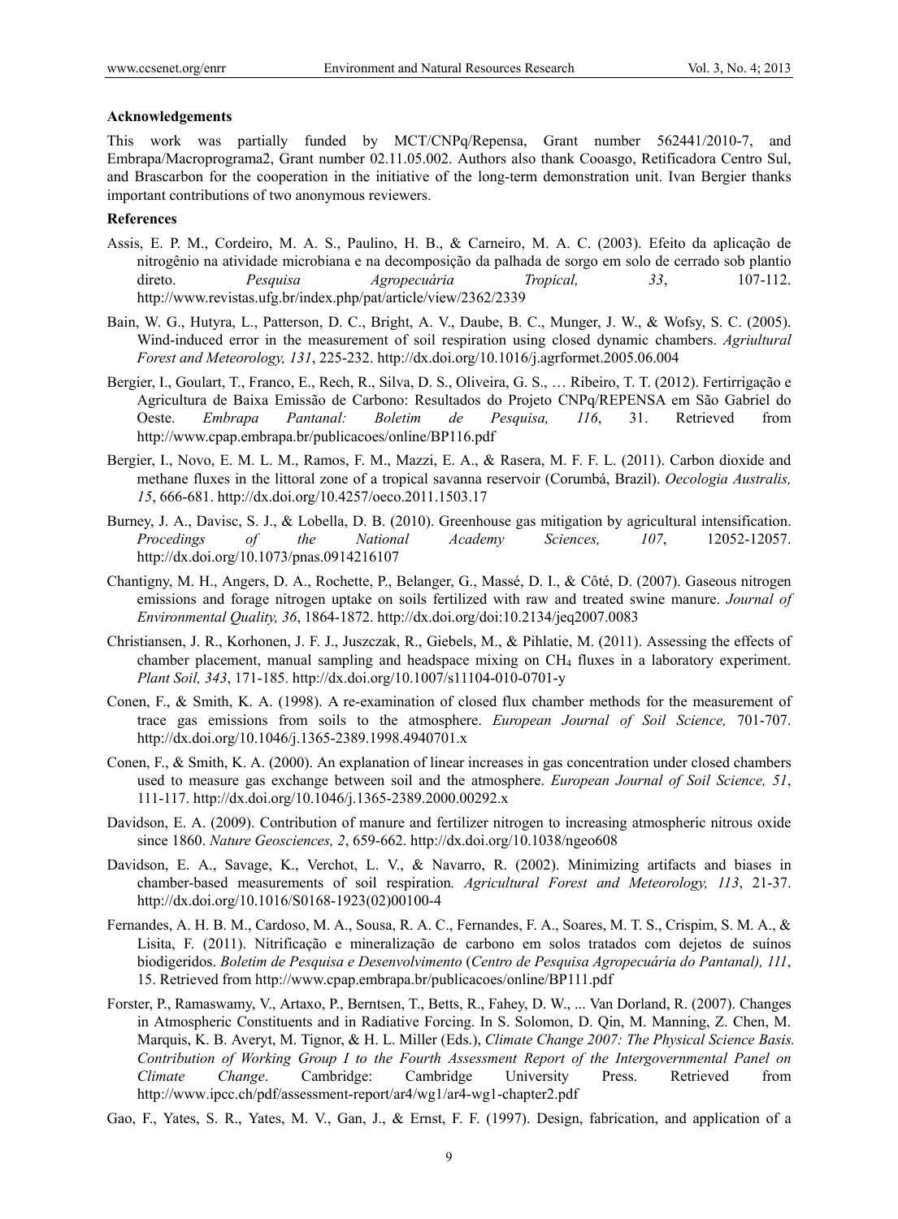### Acknowledgements

This work was partially funded by MCT/CNPq/Repensa, Grant number 562441/2010-7, and Embrapa/Macroprograma2, Grant number 02.11.05.002. Authors also thank Cooasgo, Retificadora Centro Sul, and Brascarbon for the cooperation in the initiative of the long-term demonstration unit. Ivan Bergier thanks important contributions of two anonymous reviewers.

### References

Assis, E. P. M., Cordeiro, M. A. S., Paulino, H. B., & Carneiro, M. A. C. (2003). Efeito da aplicação de nitrogênio na atividade microbiana e na decomposição da palhada de sorgo em solo de cerrado sob plantio direto. *Pesquisa Agropecuária Tropical, 33*, 107-112. http://www.revistas.ufg.br/index.php/pat/article/view/2362/2339

Bain, W. G., Hutyra, L., Patterson, D. C., Bright, A. V., Daube, B. C., Munger, J. W., & Wofsy, S. C. (2005). Wind-induced error in the measurement of soil respiration using closed dynamic chambers. *Agriultural Forest and Meteorology, 131*, 225-232. http://dx.doi.org/10.1016/j.agrformet.2005.06.004

Bergier, I., Goulart, T., Franco, E., Rech, R., Silva, D. S., Oliveira, G. S., … Ribeiro, T. T. (2012). Fertirrigação e Agricultura de Baixa Emissão de Carbono: Resultados do Projeto CNPq/REPENSA em São Gabriel do Oeste. *Embrapa Pantanal: Boletim de Pesquisa, 116*, 31. Retrieved from http://www.cpap.embrapa.br/publicacoes/online/BP116.pdf

Bergier, I., Novo, E. M. L. M., Ramos, F. M., Mazzi, E. A., & Rasera, M. F. F. L. (2011). Carbon dioxide and methane fluxes in the littoral zone of a tropical savanna reservoir (Corumbá, Brazil). *Oecologia Australis, 15*, 666-681. http://dx.doi.org/10.4257/oeco.2011.1503.17

Burney, J. A., Davisc, S. J., & Lobella, D. B. (2010). Greenhouse gas mitigation by agricultural intensification. *Procedings of the National Academy Sciences, 107*, 12052-12057. http://dx.doi.org/10.1073/pnas.0914216107

Chantigny, M. H., Angers, D. A., Rochette, P., Belanger, G., Massé, D. I., & Côté, D. (2007). Gaseous nitrogen emissions and forage nitrogen uptake on soils fertilized with raw and treated swine manure. *Journal of Environmental Quality, 36*, 1864-1872. http://dx.doi.org/doi:10.2134/jeq2007.0083

Christiansen, J. R., Korhonen, J. F. J., Juszczak, R., Giebels, M., & Pihlatie, M. (2011). Assessing the effects of chamber placement, manual sampling and headspace mixing on $CH_4$ fluxes in a laboratory experiment. *Plant Soil, 343*, 171-185. http://dx.doi.org/10.1007/s11104-010-0701-y

Conen, F., & Smith, K. A. (1998). A re-examination of closed flux chamber methods for the measurement of trace gas emissions from soils to the atmosphere. *European Journal of Soil Science,* 701-707. http://dx.doi.org/10.1046/j.1365-2389.1998.4940701.x

Conen, F., & Smith, K. A. (2000). An explanation of linear increases in gas concentration under closed chambers used to measure gas exchange between soil and the atmosphere. *European Journal of Soil Science, 51*, 111-117. http://dx.doi.org/10.1046/j.1365-2389.2000.00292.x

Davidson, E. A. (2009). Contribution of manure and fertilizer nitrogen to increasing atmospheric nitrous oxide since 1860. *Nature Geosciences, 2*, 659-662. http://dx.doi.org/10.1038/ngeo608

Davidson, E. A., Savage, K., Verchot, L. V., & Navarro, R. (2002). Minimizing artifacts and biases in chamber-based measurements of soil respiration. *Agricultural Forest and Meteorology, 113*, 21-37. http://dx.doi.org/10.1016/S0168-1923(02)00100-4

Fernandes, A. H. B. M., Cardoso, M. A., Sousa, R. A. C., Fernandes, F. A., Soares, M. T. S., Crispim, S. M. A., & Lisita, F. (2011). Nitrificação e mineralização de carbono em solos tratados com dejetos de suínos biodigeridos. *Boletim de Pesquisa e Desenvolvimento* (*Centro de Pesquisa Agropecuária do Pantanal), 111*, 15. Retrieved from http://www.cpap.embrapa.br/publicacoes/online/BP111.pdf

Forster, P., Ramaswamy, V., Artaxo, P., Berntsen, T., Betts, R., Fahey, D. W., ... Van Dorland, R. (2007). Changes in Atmospheric Constituents and in Radiative Forcing. In S. Solomon, D. Qin, M. Manning, Z. Chen, M. Marquis, K. B. Averyt, M. Tignor, & H. L. Miller (Eds.), *Climate Change 2007: The Physical Science Basis. Contribution of Working Group I to the Fourth Assessment Report of the Intergovernmental Panel on Climate Change*. Cambridge: Cambridge University Press. Retrieved from http://www.ipcc.ch/pdf/assessment-report/ar4/wg1/ar4-wg1-chapter2.pdf

Gao, F., Yates, S. R., Yates, M. V., Gan, J., & Ernst, F. F. (1997). Design, fabrication, and application of a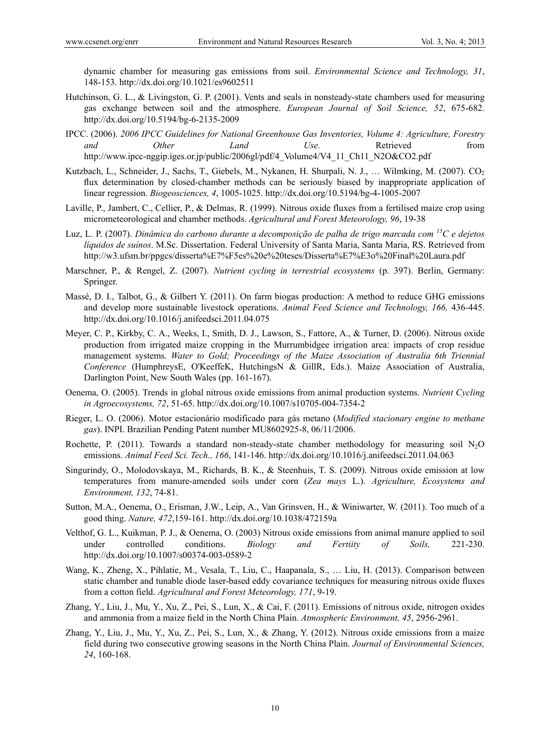dynamic chamber for measuring gas emissions from soil. *Environmental Science and Technology, 31*, 148-153. http://dx.doi.org/10.1021/es9602511

Hutchinson, G. L., & Livingston, G. P. (2001). Vents and seals in nonsteady-state chambers used for measuring gas exchange between soil and the atmosphere. *European Journal of Soil Science, 52*, 675-682. http://dx.doi.org/10.5194/bg-6-2135-2009

IPCC. (2006). *2006 IPCC Guidelines for National Greenhouse Gas Inventories, Volume 4: Agriculture, Forestry and Other Land Use.* Retrieved from http://www.ipcc-nggip.iges.or.jp/public/2006gl/pdf/4_Volume4/V4_11_Ch11_N2O&CO2.pdf

Kutzbach, L., Schneider, J., Sachs, T., Giebels, M., Nykanen, H. Shurpali, N. J., … Wilmking, M. (2007). $CO_2$ flux determination by closed-chamber methods can be seriously biased by inappropriate application of linear regression. *Biogeosciences, 4*, 1005-1025. http://dx.doi.org/10.5194/bg-4-1005-2007

Laville, P., Jambert, C., Cellier, P., & Delmas, R. (1999). Nitrous oxide fluxes from a fertilised maize crop using micrometeorological and chamber methods. *Agricultural and Forest Meteorology, 96*, 19-38

Luz, L. P. (2007). *Dinâmica do carbono durante a decomposição de palha de trigo marcada com $^{13}C$ e dejetos líquidos de suínos*. M.Sc. Dissertation. Federal University of Santa Maria, Santa Maria, RS. Retrieved from http://w3.ufsm.br/ppgcs/disserta%E7%F5es%20e%20teses/Disserta%E7%E3o%20Final%20Laura.pdf

Marschner, P., & Rengel, Z. (2007). *Nutrient cycling in terrestrial ecosystems* (p. 397). Berlin, Germany: Springer.

Massé, D. I., Talbot, G., & Gilbert Y. (2011). On farm biogas production: A method to reduce GHG emissions and develop more sustainable livestock operations. *Animal Feed Science and Technology, 166,* 436-445. http://dx.doi.org/10.1016/j.anifeedsci.2011.04.075

Meyer, C. P., Kirkby, C. A., Weeks, I., Smith, D. J., Lawson, S., Fattore, A., & Turner, D. (2006). Nitrous oxide production from irrigated maize cropping in the Murrumbidgee irrigation area: impacts of crop residue management systems. *Water to Gold; Proceedings of the Maize Association of Australia 6th Triennial Conference* (HumphreysE, O'KeeffeK, HutchingsN & GillR, Eds.). Maize Association of Australia, Darlington Point, New South Wales (pp. 161-167).

Oenema, O. (2005). Trends in global nitrous oxide emissions from animal production systems. *Nutrient Cycling in Agroecosystems, 72*, 51-65. http://dx.doi.org/10.1007/s10705-004-7354-2

Rieger, L. O. (2006). Motor estacionário modificado para gás metano (*Modified stacionary engine to methane gas*). INPI. Brazilian Pending Patent number MU8602925-8, 06/11/2006.

Rochette, P. (2011). Towards a standard non-steady-state chamber methodology for measuring soil $N_2O$ emissions. *Animal Feed Sci. Tech., 166*, 141-146. http://dx.doi.org/10.1016/j.anifeedsci.2011.04.063

Singurindy, O., Molodovskaya, M., Richards, B. K., & Steenhuis, T. S. (2009). Nitrous oxide emission at low temperatures from manure-amended soils under corn (*Zea mays* L.). *Agriculture, Ecosystems and Environment, 132*, 74-81.

Sutton, M.A., Oenema, O., Erisman, J.W., Leip, A., Van Grinsven, H., & Winiwarter, W. (2011). Too much of a good thing. *Nature, 472*,159-161. http://dx.doi.org/10.1038/472159a

Velthof, G. L., Kuikman, P. J., & Oenema, O. (2003) Nitrous oxide emissions from animal manure applied to soil under controlled conditions. *Biology and Fertiity of Soils,* 221-230. http://dx.doi.org/10.1007/s00374-003-0589-2

Wang, K., Zheng, X., Pihlatie, M., Vesala, T., Liu, C., Haapanala, S., … Liu, H. (2013). Comparison between static chamber and tunable diode laser-based eddy covariance techniques for measuring nitrous oxide fluxes from a cotton field. *Agricultural and Forest Meteorology, 171*, 9-19.

Zhang, Y., Liu, J., Mu, Y., Xu, Z., Pei, S., Lun, X., & Cai, F. (2011). Emissions of nitrous oxide, nitrogen oxides and ammonia from a maize field in the North China Plain. *Atmospheric Environment, 45*, 2956-2961.

Zhang, Y., Liu, J., Mu, Y., Xu, Z., Pei, S., Lun, X., & Zhang, Y. (2012). Nitrous oxide emissions from a maize field during two consecutive growing seasons in the North China Plain. *Journal of Environmental Sciences, 24*, 160-168.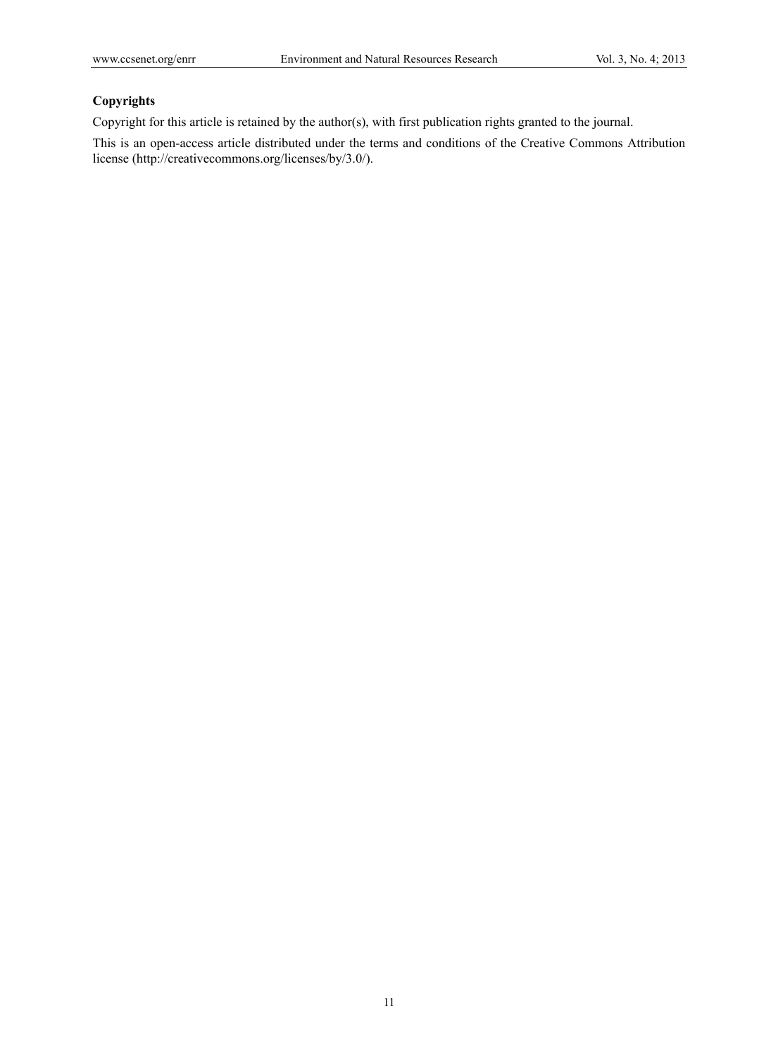**Copyrights**

Copyright for this article is retained by the author(s), with first publication rights granted to the journal.

This is an open-access article distributed under the terms and conditions of the Creative Commons Attribution license (http://creativecommons.org/licenses/by/3.0/).